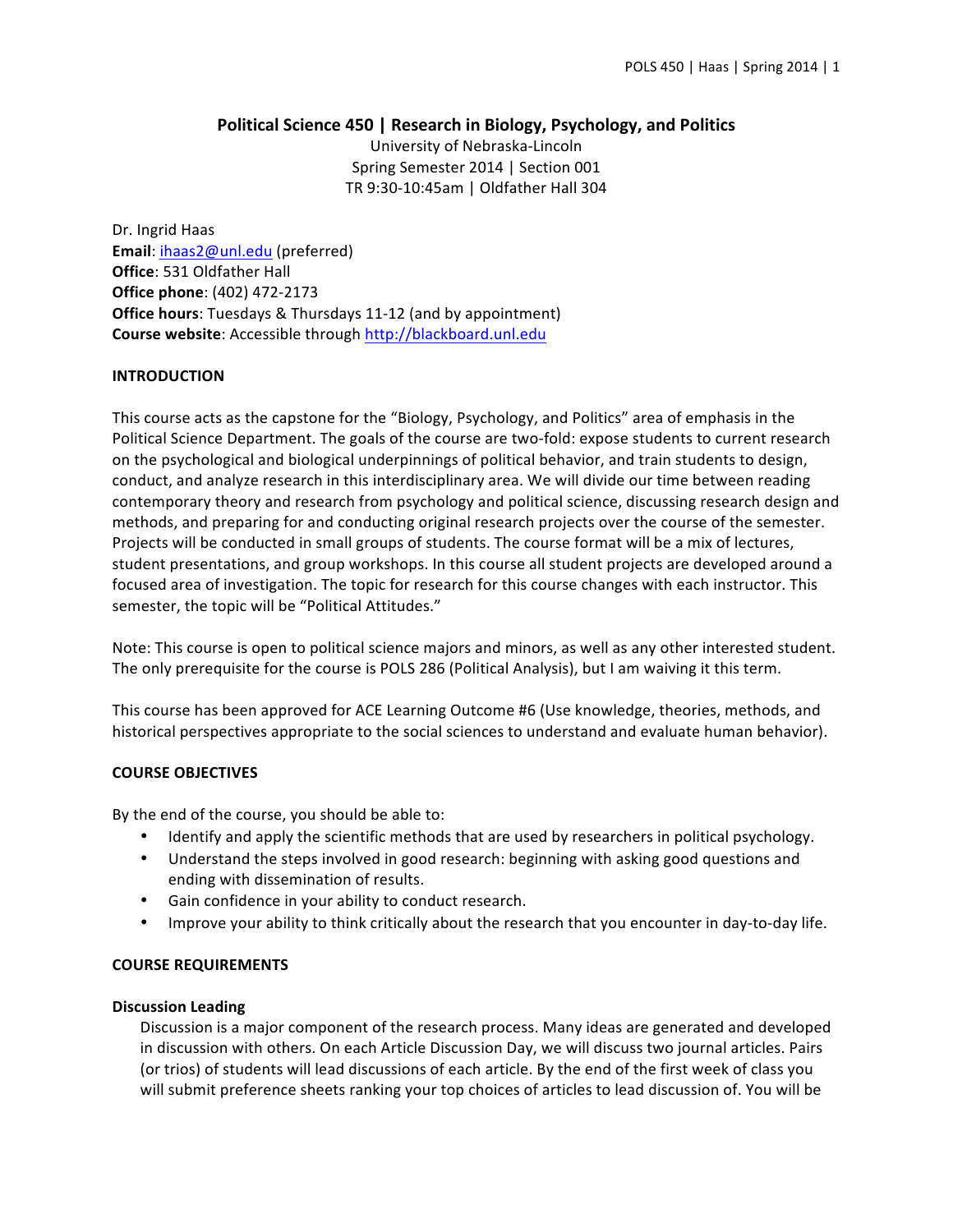# Political Science 450 | Research in Biology, Psychology, and Politics

University of Nebraska-Lincoln
Spring Semester 2014 | Section 001
TR 9:30-10:45am | Oldfather Hall 304

Dr. Ingrid Haas
**Email**: ihaas2@unl.edu (preferred)
**Office**: 531 Oldfather Hall
**Office phone**: (402) 472-2173
**Office hours**: Tuesdays & Thursdays 11-12 (and by appointment)
**Course website**: Accessible through http://blackboard.unl.edu

## INTRODUCTION

This course acts as the capstone for the "Biology, Psychology, and Politics" area of emphasis in the Political Science Department. The goals of the course are two-fold: expose students to current research on the psychological and biological underpinnings of political behavior, and train students to design, conduct, and analyze research in this interdisciplinary area. We will divide our time between reading contemporary theory and research from psychology and political science, discussing research design and methods, and preparing for and conducting original research projects over the course of the semester. Projects will be conducted in small groups of students. The course format will be a mix of lectures, student presentations, and group workshops. In this course all student projects are developed around a focused area of investigation. The topic for research for this course changes with each instructor. This semester, the topic will be "Political Attitudes."

Note: This course is open to political science majors and minors, as well as any other interested student. The only prerequisite for the course is POLS 286 (Political Analysis), but I am waiving it this term.

This course has been approved for ACE Learning Outcome #6 (Use knowledge, theories, methods, and historical perspectives appropriate to the social sciences to understand and evaluate human behavior).

## COURSE OBJECTIVES

By the end of the course, you should be able to:

- Identify and apply the scientific methods that are used by researchers in political psychology.
- Understand the steps involved in good research: beginning with asking good questions and ending with dissemination of results.
- Gain confidence in your ability to conduct research.
- Improve your ability to think critically about the research that you encounter in day-to-day life.

## COURSE REQUIREMENTS

### Discussion Leading

Discussion is a major component of the research process. Many ideas are generated and developed in discussion with others. On each Article Discussion Day, we will discuss two journal articles. Pairs (or trios) of students will lead discussions of each article. By the end of the first week of class you will submit preference sheets ranking your top choices of articles to lead discussion of. You will be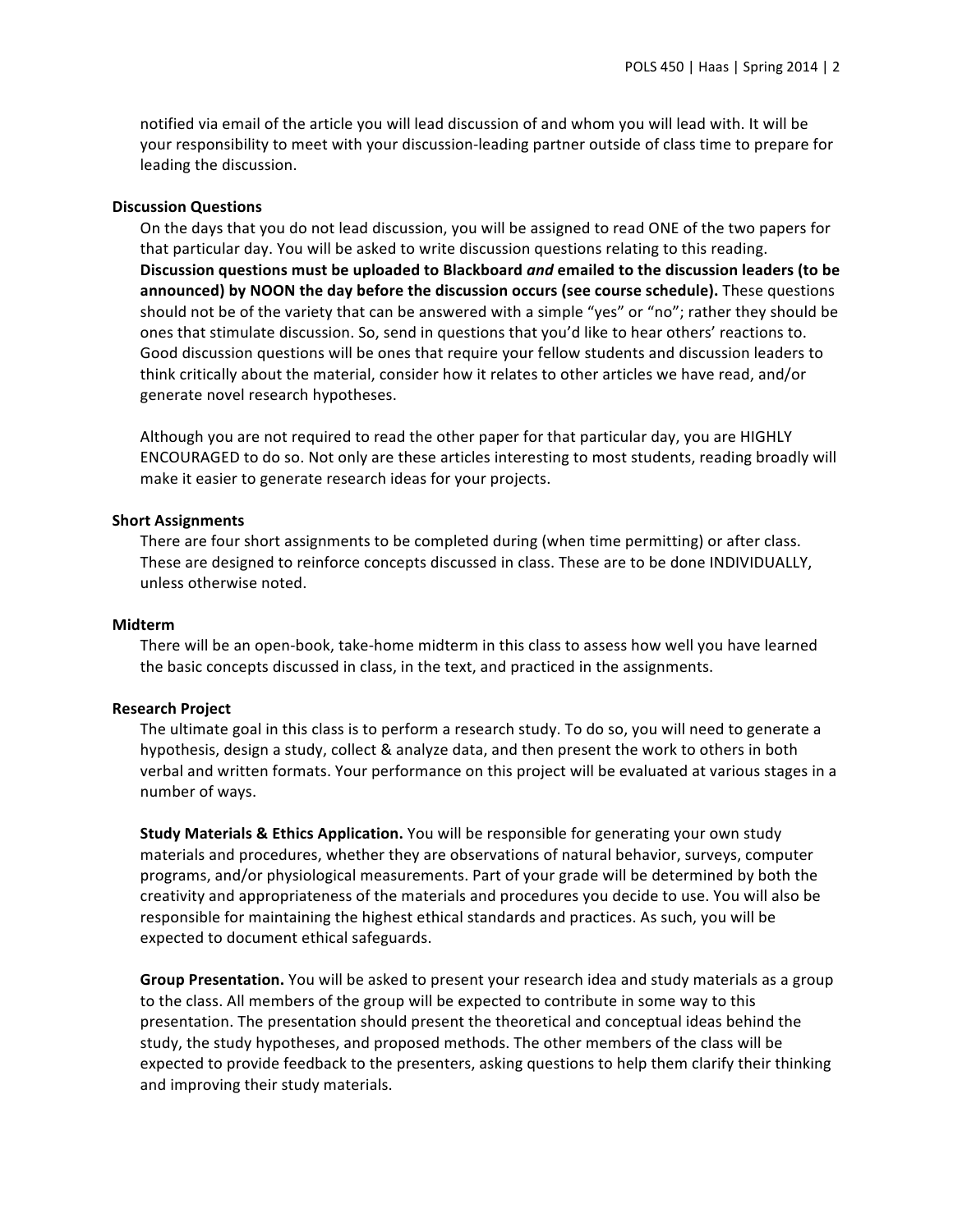notified via email of the article you will lead discussion of and whom you will lead with. It will be your responsibility to meet with your discussion-leading partner outside of class time to prepare for leading the discussion.

**Discussion Questions**

On the days that you do not lead discussion, you will be assigned to read ONE of the two papers for that particular day. You will be asked to write discussion questions relating to this reading. **Discussion questions must be uploaded to Blackboard *and* emailed to the discussion leaders (to be announced) by NOON the day before the discussion occurs (see course schedule).** These questions should not be of the variety that can be answered with a simple "yes" or "no"; rather they should be ones that stimulate discussion. So, send in questions that you'd like to hear others' reactions to. Good discussion questions will be ones that require your fellow students and discussion leaders to think critically about the material, consider how it relates to other articles we have read, and/or generate novel research hypotheses.

Although you are not required to read the other paper for that particular day, you are HIGHLY ENCOURAGED to do so. Not only are these articles interesting to most students, reading broadly will make it easier to generate research ideas for your projects.

**Short Assignments**

There are four short assignments to be completed during (when time permitting) or after class. These are designed to reinforce concepts discussed in class. These are to be done INDIVIDUALLY, unless otherwise noted.

**Midterm**

There will be an open-book, take-home midterm in this class to assess how well you have learned the basic concepts discussed in class, in the text, and practiced in the assignments.

**Research Project**

The ultimate goal in this class is to perform a research study. To do so, you will need to generate a hypothesis, design a study, collect & analyze data, and then present the work to others in both verbal and written formats. Your performance on this project will be evaluated at various stages in a number of ways.

**Study Materials & Ethics Application.** You will be responsible for generating your own study materials and procedures, whether they are observations of natural behavior, surveys, computer programs, and/or physiological measurements. Part of your grade will be determined by both the creativity and appropriateness of the materials and procedures you decide to use. You will also be responsible for maintaining the highest ethical standards and practices. As such, you will be expected to document ethical safeguards.

**Group Presentation.** You will be asked to present your research idea and study materials as a group to the class. All members of the group will be expected to contribute in some way to this presentation. The presentation should present the theoretical and conceptual ideas behind the study, the study hypotheses, and proposed methods. The other members of the class will be expected to provide feedback to the presenters, asking questions to help them clarify their thinking and improving their study materials.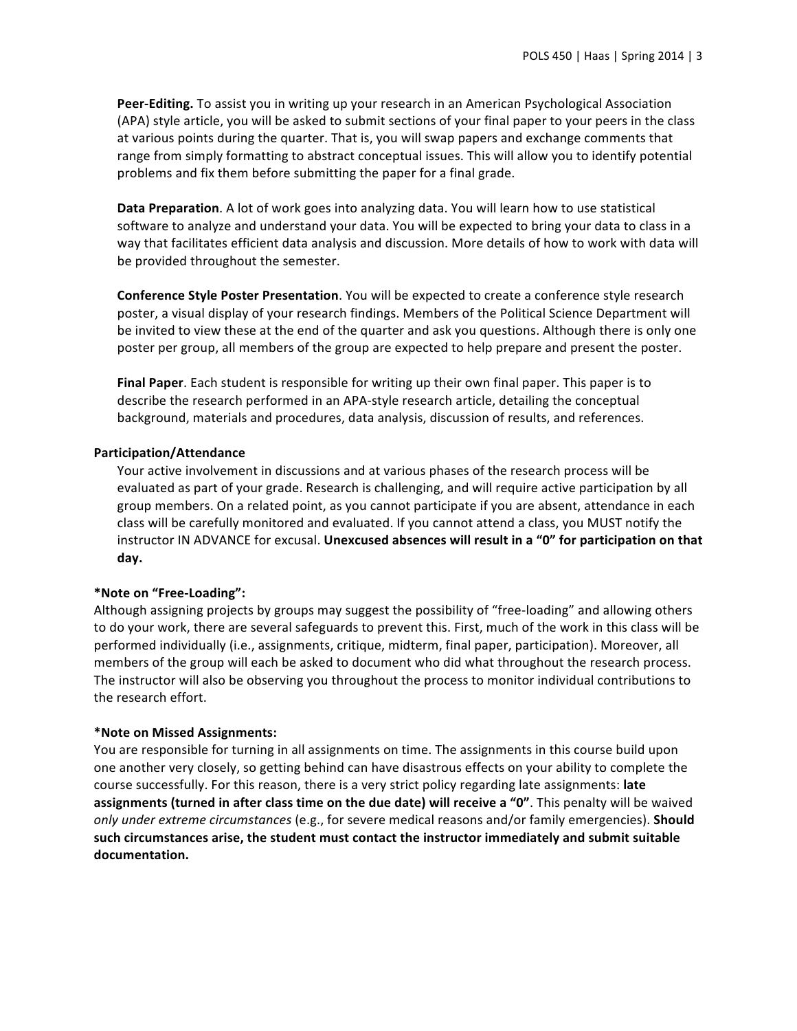**Peer-Editing.** To assist you in writing up your research in an American Psychological Association (APA) style article, you will be asked to submit sections of your final paper to your peers in the class at various points during the quarter. That is, you will swap papers and exchange comments that range from simply formatting to abstract conceptual issues. This will allow you to identify potential problems and fix them before submitting the paper for a final grade.

**Data Preparation**. A lot of work goes into analyzing data. You will learn how to use statistical software to analyze and understand your data. You will be expected to bring your data to class in a way that facilitates efficient data analysis and discussion. More details of how to work with data will be provided throughout the semester.

**Conference Style Poster Presentation**. You will be expected to create a conference style research poster, a visual display of your research findings. Members of the Political Science Department will be invited to view these at the end of the quarter and ask you questions. Although there is only one poster per group, all members of the group are expected to help prepare and present the poster.

**Final Paper**. Each student is responsible for writing up their own final paper. This paper is to describe the research performed in an APA-style research article, detailing the conceptual background, materials and procedures, data analysis, discussion of results, and references.

**Participation/Attendance**

Your active involvement in discussions and at various phases of the research process will be evaluated as part of your grade. Research is challenging, and will require active participation by all group members. On a related point, as you cannot participate if you are absent, attendance in each class will be carefully monitored and evaluated. If you cannot attend a class, you MUST notify the instructor IN ADVANCE for excusal. **Unexcused absences will result in a "0" for participation on that day.**

**\*Note on "Free-Loading":**

Although assigning projects by groups may suggest the possibility of "free-loading" and allowing others to do your work, there are several safeguards to prevent this. First, much of the work in this class will be performed individually (i.e., assignments, critique, midterm, final paper, participation). Moreover, all members of the group will each be asked to document who did what throughout the research process. The instructor will also be observing you throughout the process to monitor individual contributions to the research effort.

**\*Note on Missed Assignments:**

You are responsible for turning in all assignments on time. The assignments in this course build upon one another very closely, so getting behind can have disastrous effects on your ability to complete the course successfully. For this reason, there is a very strict policy regarding late assignments: **late assignments (turned in after class time on the due date) will receive a "0"**. This penalty will be waived *only under extreme circumstances* (e.g., for severe medical reasons and/or family emergencies). **Should such circumstances arise, the student must contact the instructor immediately and submit suitable documentation.**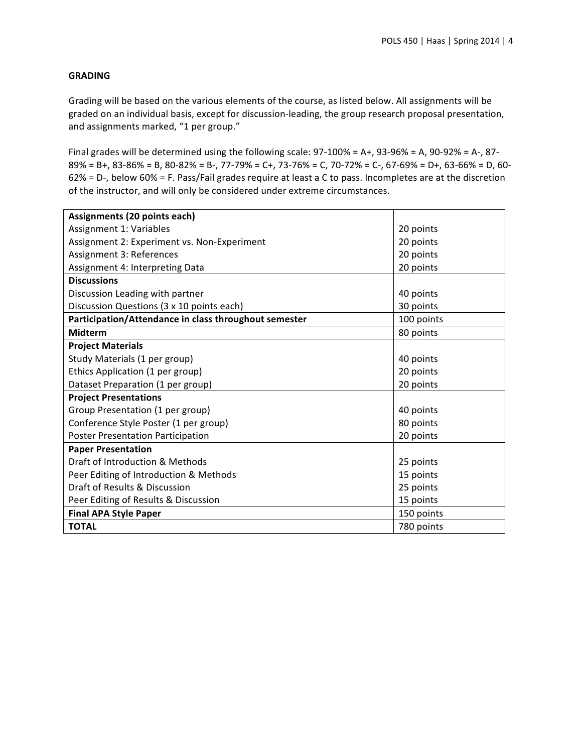## GRADING

Grading will be based on the various elements of the course, as listed below. All assignments will be graded on an individual basis, except for discussion-leading, the group research proposal presentation, and assignments marked, "1 per group."

Final grades will be determined using the following scale: 97-100% = A+, 93-96% = A, 90-92% = A-, 87-89% = B+, 83-86% = B, 80-82% = B-, 77-79% = C+, 73-76% = C, 70-72% = C-, 67-69% = D+, 63-66% = D, 60-62% = D-, below 60% = F. Pass/Fail grades require at least a C to pass. Incompletes are at the discretion of the instructor, and will only be considered under extreme circumstances.

| **Assignments (20 points each)** | |
|---|---|
| Assignment 1: Variables | 20 points |
| Assignment 2: Experiment vs. Non-Experiment | 20 points |
| Assignment 3: References | 20 points |
| Assignment 4: Interpreting Data | 20 points |
| **Discussions** | |
| Discussion Leading with partner | 40 points |
| Discussion Questions (3 x 10 points each) | 30 points |
| **Participation/Attendance in class throughout semester** | 100 points |
| **Midterm** | 80 points |
| **Project Materials** | |
| Study Materials (1 per group) | 40 points |
| Ethics Application (1 per group) | 20 points |
| Dataset Preparation (1 per group) | 20 points |
| **Project Presentations** | |
| Group Presentation (1 per group) | 40 points |
| Conference Style Poster (1 per group) | 80 points |
| Poster Presentation Participation | 20 points |
| **Paper Presentation** | |
| Draft of Introduction & Methods | 25 points |
| Peer Editing of Introduction & Methods | 15 points |
| Draft of Results & Discussion | 25 points |
| Peer Editing of Results & Discussion | 15 points |
| **Final APA Style Paper** | 150 points |
| **TOTAL** | 780 points |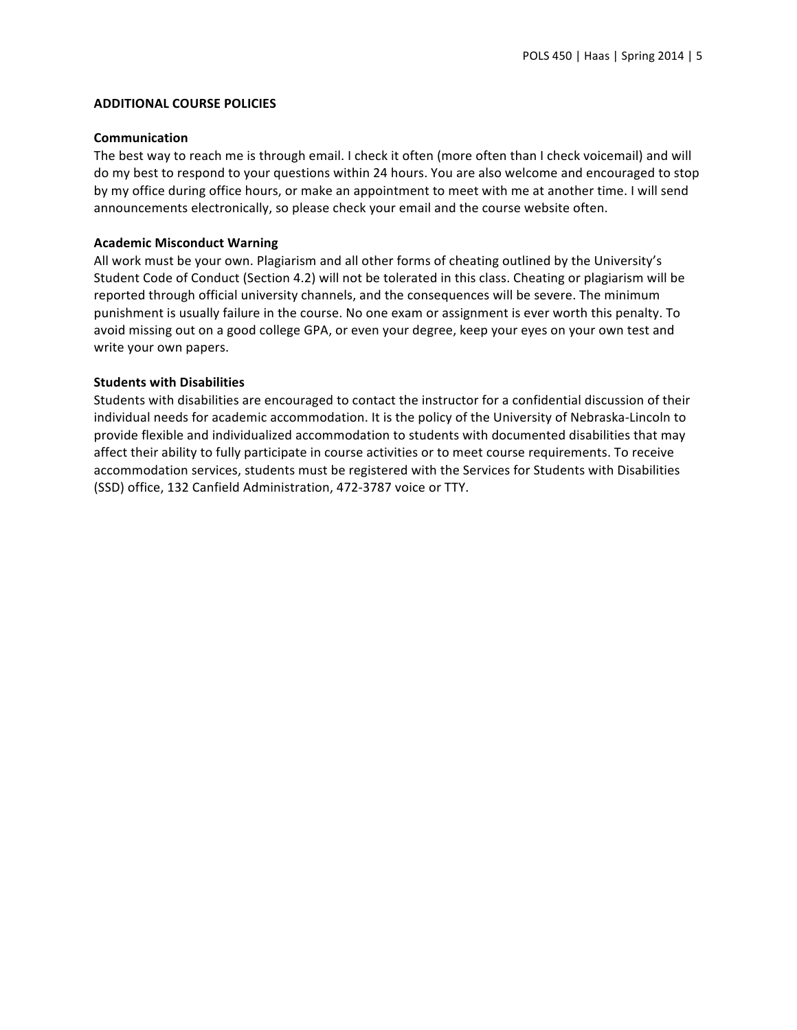## ADDITIONAL COURSE POLICIES

### Communication

The best way to reach me is through email. I check it often (more often than I check voicemail) and will do my best to respond to your questions within 24 hours. You are also welcome and encouraged to stop by my office during office hours, or make an appointment to meet with me at another time. I will send announcements electronically, so please check your email and the course website often.

### Academic Misconduct Warning

All work must be your own. Plagiarism and all other forms of cheating outlined by the University's Student Code of Conduct (Section 4.2) will not be tolerated in this class. Cheating or plagiarism will be reported through official university channels, and the consequences will be severe. The minimum punishment is usually failure in the course. No one exam or assignment is ever worth this penalty. To avoid missing out on a good college GPA, or even your degree, keep your eyes on your own test and write your own papers.

### Students with Disabilities

Students with disabilities are encouraged to contact the instructor for a confidential discussion of their individual needs for academic accommodation. It is the policy of the University of Nebraska-Lincoln to provide flexible and individualized accommodation to students with documented disabilities that may affect their ability to fully participate in course activities or to meet course requirements. To receive accommodation services, students must be registered with the Services for Students with Disabilities (SSD) office, 132 Canfield Administration, 472-3787 voice or TTY.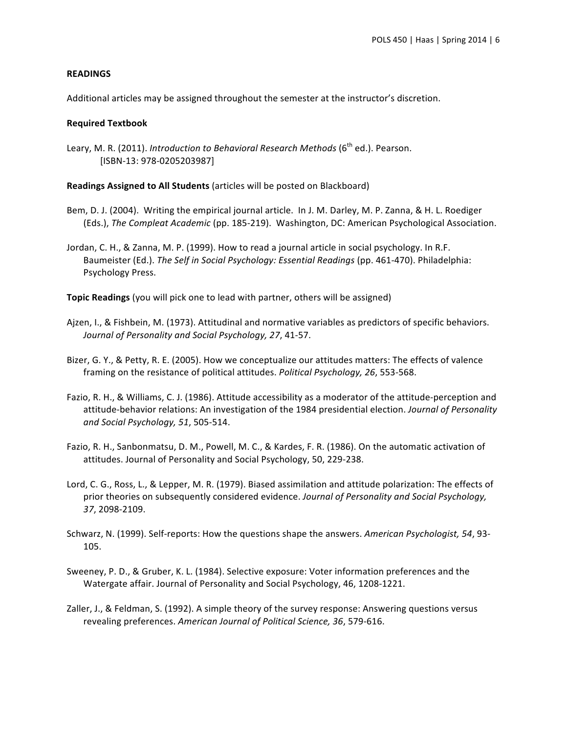**READINGS**

Additional articles may be assigned throughout the semester at the instructor's discretion.

**Required Textbook**

Leary, M. R. (2011). *Introduction to Behavioral Research Methods* (6th ed.). Pearson. [ISBN-13: 978-0205203987]

**Readings Assigned to All Students** (articles will be posted on Blackboard)

Bem, D. J. (2004). Writing the empirical journal article. In J. M. Darley, M. P. Zanna, & H. L. Roediger (Eds.), *The Compleat Academic* (pp. 185-219). Washington, DC: American Psychological Association.

Jordan, C. H., & Zanna, M. P. (1999). How to read a journal article in social psychology. In R.F. Baumeister (Ed.). *The Self in Social Psychology: Essential Readings* (pp. 461-470). Philadelphia: Psychology Press.

**Topic Readings** (you will pick one to lead with partner, others will be assigned)

Ajzen, I., & Fishbein, M. (1973). Attitudinal and normative variables as predictors of specific behaviors. *Journal of Personality and Social Psychology, 27*, 41-57.

Bizer, G. Y., & Petty, R. E. (2005). How we conceptualize our attitudes matters: The effects of valence framing on the resistance of political attitudes. *Political Psychology, 26*, 553-568.

Fazio, R. H., & Williams, C. J. (1986). Attitude accessibility as a moderator of the attitude-perception and attitude-behavior relations: An investigation of the 1984 presidential election. *Journal of Personality and Social Psychology, 51*, 505-514.

Fazio, R. H., Sanbonmatsu, D. M., Powell, M. C., & Kardes, F. R. (1986). On the automatic activation of attitudes. Journal of Personality and Social Psychology, 50, 229-238.

Lord, C. G., Ross, L., & Lepper, M. R. (1979). Biased assimilation and attitude polarization: The effects of prior theories on subsequently considered evidence. *Journal of Personality and Social Psychology, 37*, 2098-2109.

Schwarz, N. (1999). Self-reports: How the questions shape the answers. *American Psychologist, 54*, 93-105.

Sweeney, P. D., & Gruber, K. L. (1984). Selective exposure: Voter information preferences and the Watergate affair. Journal of Personality and Social Psychology, 46, 1208-1221.

Zaller, J., & Feldman, S. (1992). A simple theory of the survey response: Answering questions versus revealing preferences. *American Journal of Political Science, 36*, 579-616.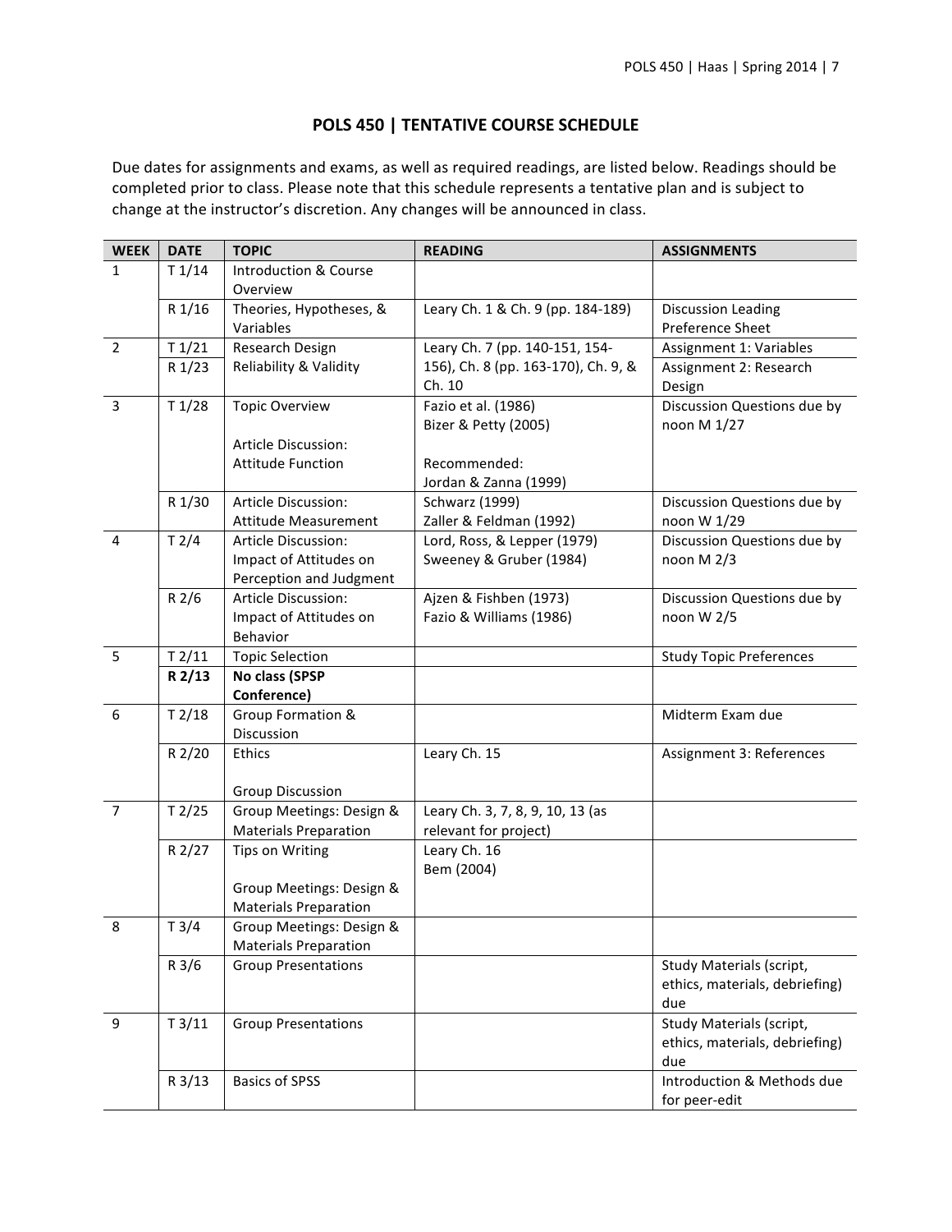## POLS 450 | TENTATIVE COURSE SCHEDULE

Due dates for assignments and exams, as well as required readings, are listed below. Readings should be completed prior to class. Please note that this schedule represents a tentative plan and is subject to change at the instructor's discretion. Any changes will be announced in class.

| WEEK | DATE | TOPIC | READING | ASSIGNMENTS |
|---|---|---|---|---|
| 1 | T 1/14 | Introduction & Course Overview | | |
| | R 1/16 | Theories, Hypotheses, & Variables | Leary Ch. 1 & Ch. 9 (pp. 184-189) | Discussion Leading Preference Sheet |
| 2 | T 1/21 | Research Design | Leary Ch. 7 (pp. 140-151, 154-156), Ch. 8 (pp. 163-170), Ch. 9, & Ch. 10 | Assignment 1: Variables |
| | R 1/23 | Reliability & Validity | | Assignment 2: Research Design |
| 3 | T 1/28 | Topic Overview<br><br>Article Discussion: Attitude Function | Fazio et al. (1986)<br>Bizer & Petty (2005)<br><br>Recommended:<br>Jordan & Zanna (1999) | Discussion Questions due by noon M 1/27 |
| | R 1/30 | Article Discussion: Attitude Measurement | Schwarz (1999)<br>Zaller & Feldman (1992) | Discussion Questions due by noon W 1/29 |
| 4 | T 2/4 | Article Discussion: Impact of Attitudes on Perception and Judgment | Lord, Ross, & Lepper (1979)<br>Sweeney & Gruber (1984) | Discussion Questions due by noon M 2/3 |
| | R 2/6 | Article Discussion: Impact of Attitudes on Behavior | Ajzen & Fishben (1973)<br>Fazio & Williams (1986) | Discussion Questions due by noon W 2/5 |
| 5 | T 2/11 | Topic Selection | | Study Topic Preferences |
| | **R 2/13** | **No class (SPSP Conference)** | | |
| 6 | T 2/18 | Group Formation & Discussion | | Midterm Exam due |
| | R 2/20 | Ethics<br><br>Group Discussion | Leary Ch. 15 | Assignment 3: References |
| 7 | T 2/25 | Group Meetings: Design & Materials Preparation | Leary Ch. 3, 7, 8, 9, 10, 13 (as relevant for project) | |
| | R 2/27 | Tips on Writing<br><br>Group Meetings: Design & Materials Preparation | Leary Ch. 16<br>Bem (2004) | |
| 8 | T 3/4 | Group Meetings: Design & Materials Preparation | | |
| | R 3/6 | Group Presentations | | Study Materials (script, ethics, materials, debriefing) due |
| 9 | T 3/11 | Group Presentations | | Study Materials (script, ethics, materials, debriefing) due |
| | R 3/13 | Basics of SPSS | | Introduction & Methods due for peer-edit |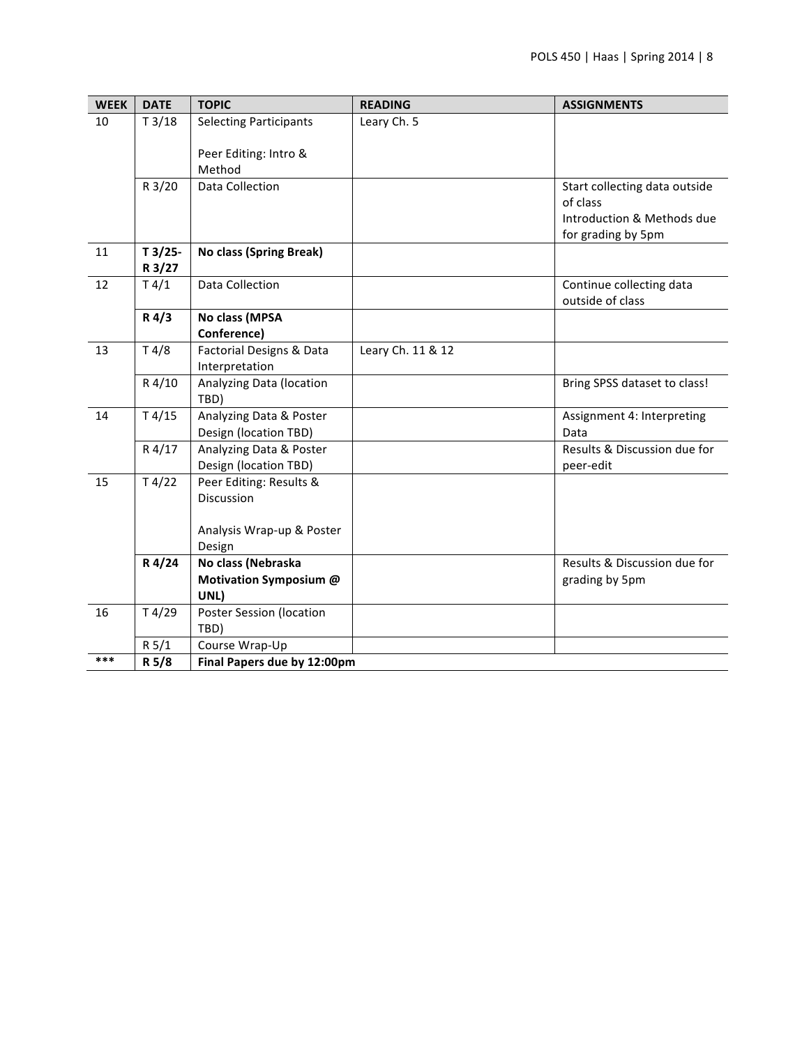| WEEK | DATE | TOPIC | READING | ASSIGNMENTS |
|---|---|---|---|---|
| 10 | T 3/18 | Selecting Participants<br><br>Peer Editing: Intro & Method | Leary Ch. 5 | |
| | R 3/20 | Data Collection | | Start collecting data outside of class<br>Introduction & Methods due for grading by 5pm |
| 11 | **T 3/25-R 3/27** | **No class (Spring Break)** | | |
| 12 | T 4/1 | Data Collection | | Continue collecting data outside of class |
| | **R 4/3** | **No class (MPSA Conference)** | | |
| 13 | T 4/8 | Factorial Designs & Data Interpretation | Leary Ch. 11 & 12 | |
| | R 4/10 | Analyzing Data (location TBD) | | Bring SPSS dataset to class! |
| 14 | T 4/15 | Analyzing Data & Poster Design (location TBD) | | Assignment 4: Interpreting Data |
| | R 4/17 | Analyzing Data & Poster Design (location TBD) | | Results & Discussion due for peer-edit |
| 15 | T 4/22 | Peer Editing: Results & Discussion<br><br>Analysis Wrap-up & Poster Design | | |
| | **R 4/24** | **No class (Nebraska Motivation Symposium @ UNL)** | | Results & Discussion due for grading by 5pm |
| 16 | T 4/29 | Poster Session (location TBD) | | |
| | R 5/1 | Course Wrap-Up | | |
| *** | **R 5/8** | **Final Papers due by 12:00pm** | | |